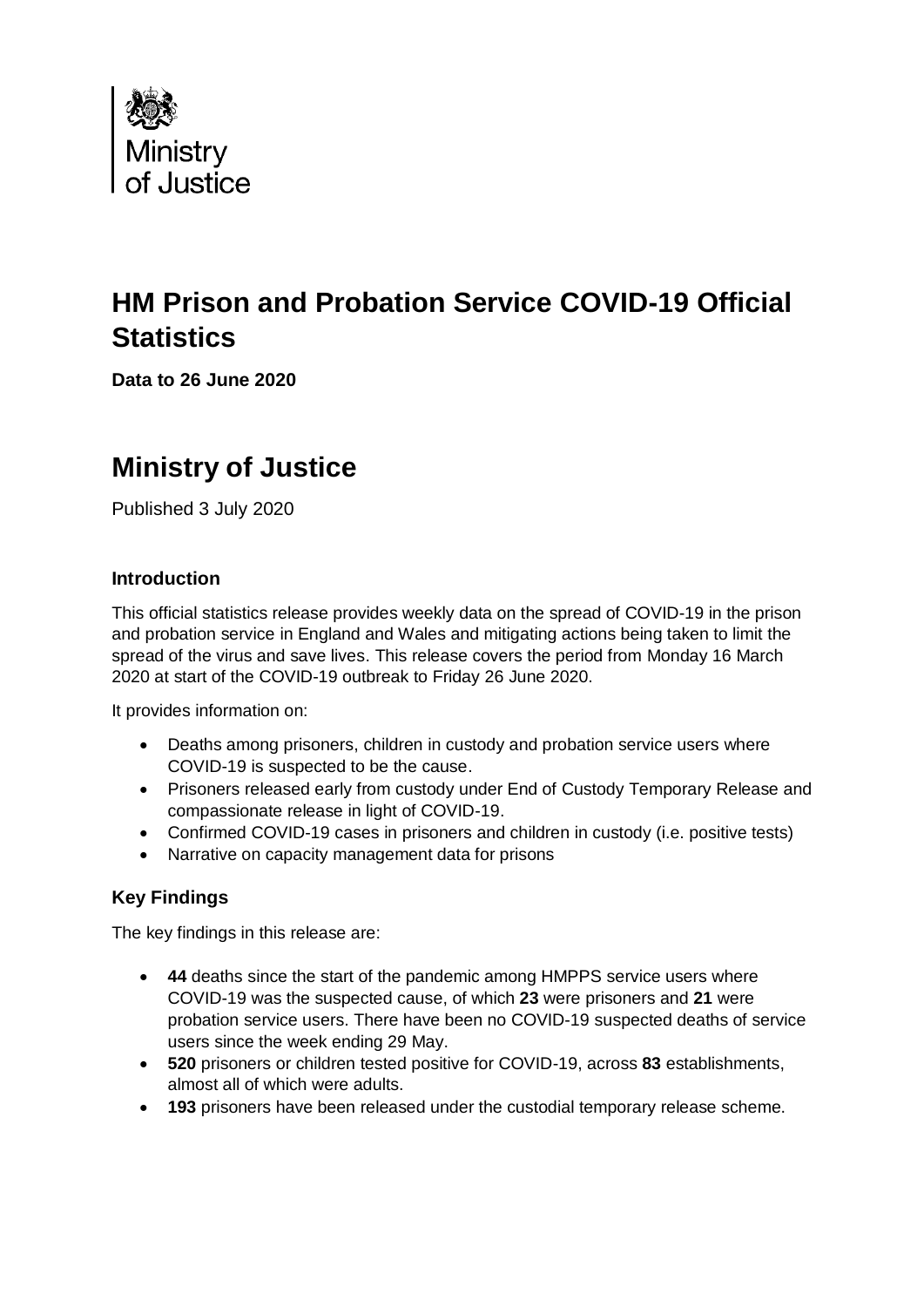Ministry of Justice

# HM Prison and Probation Service COVID-19 Official Statistics

**Data to 26 June 2020**

# Ministry of Justice

Published 3 July 2020

### Introduction

This official statistics release provides weekly data on the spread of COVID-19 in the prison and probation service in England and Wales and mitigating actions being taken to limit the spread of the virus and save lives. This release covers the period from Monday 16 March 2020 at start of the COVID-19 outbreak to Friday 26 June 2020.

It provides information on:

- Deaths among prisoners, children in custody and probation service users where COVID-19 is suspected to be the cause.
- Prisoners released early from custody under End of Custody Temporary Release and compassionate release in light of COVID-19.
- Confirmed COVID-19 cases in prisoners and children in custody (i.e. positive tests)
- Narrative on capacity management data for prisons

### Key Findings

The key findings in this release are:

- **44** deaths since the start of the pandemic among HMPPS service users where COVID-19 was the suspected cause, of which **23** were prisoners and **21** were probation service users. There have been no COVID-19 suspected deaths of service users since the week ending 29 May.
- **520** prisoners or children tested positive for COVID-19, across **83** establishments, almost all of which were adults.
- **193** prisoners have been released under the custodial temporary release scheme.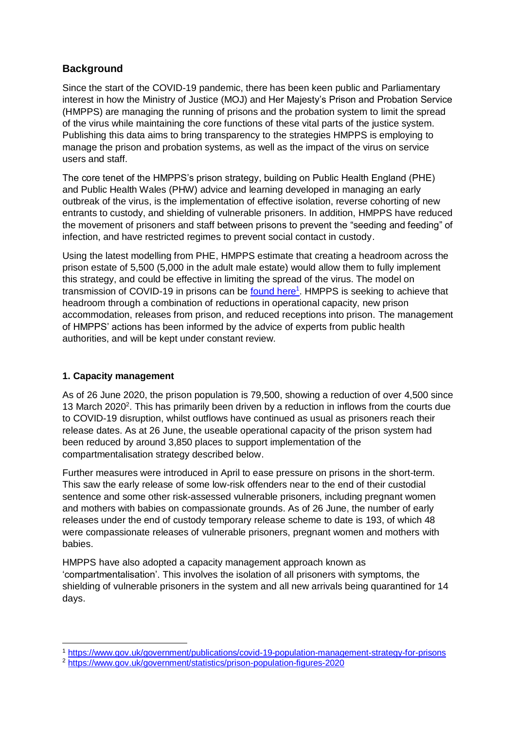## Background

Since the start of the COVID-19 pandemic, there has been keen public and Parliamentary interest in how the Ministry of Justice (MOJ) and Her Majesty's Prison and Probation Service (HMPPS) are managing the running of prisons and the probation system to limit the spread of the virus while maintaining the core functions of these vital parts of the justice system. Publishing this data aims to bring transparency to the strategies HMPPS is employing to manage the prison and probation systems, as well as the impact of the virus on service users and staff.

The core tenet of the HMPPS's prison strategy, building on Public Health England (PHE) and Public Health Wales (PHW) advice and learning developed in managing an early outbreak of the virus, is the implementation of effective isolation, reverse cohorting of new entrants to custody, and shielding of vulnerable prisoners. In addition, HMPPS have reduced the movement of prisoners and staff between prisons to prevent the "seeding and feeding" of infection, and have restricted regimes to prevent social contact in custody.

Using the latest modelling from PHE, HMPPS estimate that creating a headroom across the prison estate of 5,500 (5,000 in the adult male estate) would allow them to fully implement this strategy, and could be effective in limiting the spread of the virus. The model on transmission of COVID-19 in prisons can be found here[1]. HMPPS is seeking to achieve that headroom through a combination of reductions in operational capacity, new prison accommodation, releases from prison, and reduced receptions into prison. The management of HMPPS' actions has been informed by the advice of experts from public health authorities, and will be kept under constant review.

### 1. Capacity management

As of 26 June 2020, the prison population is 79,500, showing a reduction of over 4,500 since 13 March 2020[2]. This has primarily been driven by a reduction in inflows from the courts due to COVID-19 disruption, whilst outflows have continued as usual as prisoners reach their release dates. As at 26 June, the useable operational capacity of the prison system had been reduced by around 3,850 places to support implementation of the compartmentalisation strategy described below.

Further measures were introduced in April to ease pressure on prisons in the short-term. This saw the early release of some low-risk offenders near to the end of their custodial sentence and some other risk-assessed vulnerable prisoners, including pregnant women and mothers with babies on compassionate grounds. As of 26 June, the number of early releases under the end of custody temporary release scheme to date is 193, of which 48 were compassionate releases of vulnerable prisoners, pregnant women and mothers with babies.

HMPPS have also adopted a capacity management approach known as 'compartmentalisation'. This involves the isolation of all prisoners with symptoms, the shielding of vulnerable prisoners in the system and all new arrivals being quarantined for 14 days.

---

[1] https://www.gov.uk/government/publications/covid-19-population-management-strategy-for-prisons

[2] https://www.gov.uk/government/statistics/prison-population-figures-2020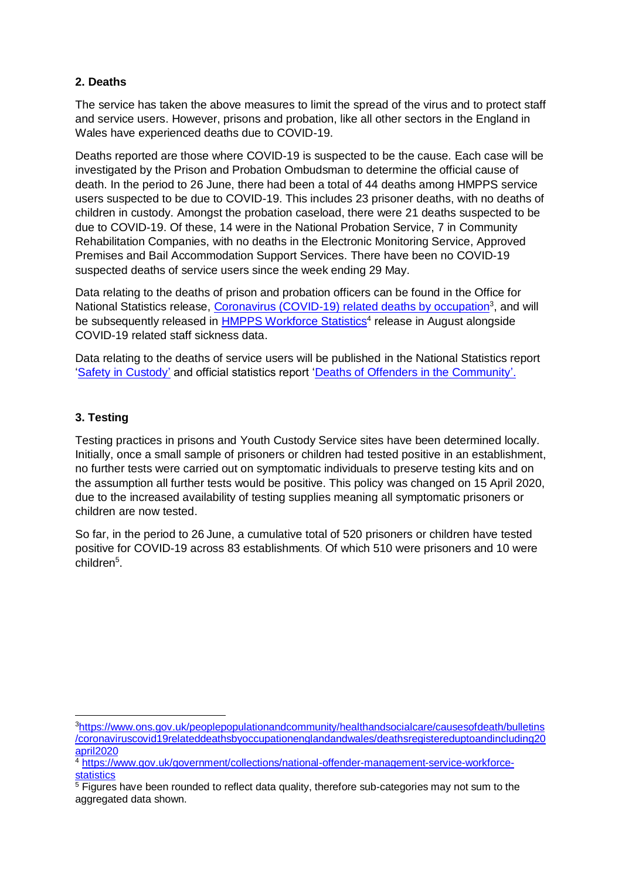## 2. Deaths

The service has taken the above measures to limit the spread of the virus and to protect staff and service users. However, prisons and probation, like all other sectors in the England in Wales have experienced deaths due to COVID-19.

Deaths reported are those where COVID-19 is suspected to be the cause. Each case will be investigated by the Prison and Probation Ombudsman to determine the official cause of death. In the period to 26 June, there had been a total of 44 deaths among HMPPS service users suspected to be due to COVID-19. This includes 23 prisoner deaths, with no deaths of children in custody. Amongst the probation caseload, there were 21 deaths suspected to be due to COVID-19. Of these, 14 were in the National Probation Service, 7 in Community Rehabilitation Companies, with no deaths in the Electronic Monitoring Service, Approved Premises and Bail Accommodation Support Services. There have been no COVID-19 suspected deaths of service users since the week ending 29 May.

Data relating to the deaths of prison and probation officers can be found in the Office for National Statistics release, [Coronavirus (COVID-19) related deaths by occupation](https://www.ons.gov.uk/peoplepopulationandcommunity/healthandsocialcare/causesofdeath/bulletins/coronaviruscovid19relateddeathsbyoccupationenglandandwales/deathsregistereduptoandincluding20april2020)[3], and will be subsequently released in [HMPPS Workforce Statistics](https://www.gov.uk/government/collections/national-offender-management-service-workforce-statistics)[4] release in August alongside COVID-19 related staff sickness data.

Data relating to the deaths of service users will be published in the National Statistics report 'Safety in Custody' and official statistics report 'Deaths of Offenders in the Community'.

## 3. Testing

Testing practices in prisons and Youth Custody Service sites have been determined locally. Initially, once a small sample of prisoners or children had tested positive in an establishment, no further tests were carried out on symptomatic individuals to preserve testing kits and on the assumption all further tests would be positive. This policy was changed on 15 April 2020, due to the increased availability of testing supplies meaning all symptomatic prisoners or children are now tested.

So far, in the period to 26 June, a cumulative total of 520 prisoners or children have tested positive for COVID-19 across 83 establishments. Of which 510 were prisoners and 10 were children[5].

---

[3] https://www.ons.gov.uk/peoplepopulationandcommunity/healthandsocialcare/causesofdeath/bulletins/coronaviruscovid19relateddeathsbyoccupationenglandandwales/deathsregistereduptoandincluding20april2020

[4] https://www.gov.uk/government/collections/national-offender-management-service-workforce-statistics

[5] Figures have been rounded to reflect data quality, therefore sub-categories may not sum to the aggregated data shown.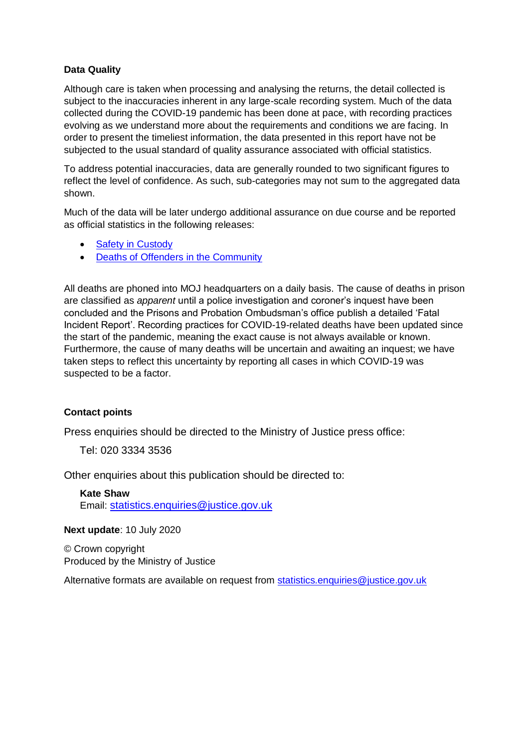**Data Quality**

Although care is taken when processing and analysing the returns, the detail collected is subject to the inaccuracies inherent in any large-scale recording system. Much of the data collected during the COVID-19 pandemic has been done at pace, with recording practices evolving as we understand more about the requirements and conditions we are facing. In order to present the timeliest information, the data presented in this report have not be subjected to the usual standard of quality assurance associated with official statistics.

To address potential inaccuracies, data are generally rounded to two significant figures to reflect the level of confidence. As such, sub-categories may not sum to the aggregated data shown.

Much of the data will be later undergo additional assurance on due course and be reported as official statistics in the following releases:

- Safety in Custody
- Deaths of Offenders in the Community

All deaths are phoned into MOJ headquarters on a daily basis. The cause of deaths in prison are classified as *apparent* until a police investigation and coroner's inquest have been concluded and the Prisons and Probation Ombudsman's office publish a detailed 'Fatal Incident Report'. Recording practices for COVID-19-related deaths have been updated since the start of the pandemic, meaning the exact cause is not always available or known. Furthermore, the cause of many deaths will be uncertain and awaiting an inquest; we have taken steps to reflect this uncertainty by reporting all cases in which COVID-19 was suspected to be a factor.

**Contact points**

Press enquiries should be directed to the Ministry of Justice press office:

Tel: 020 3334 3536

Other enquiries about this publication should be directed to:

**Kate Shaw**
Email: statistics.enquiries@justice.gov.uk

**Next update**: 10 July 2020

© Crown copyright
Produced by the Ministry of Justice

Alternative formats are available on request from statistics.enquiries@justice.gov.uk